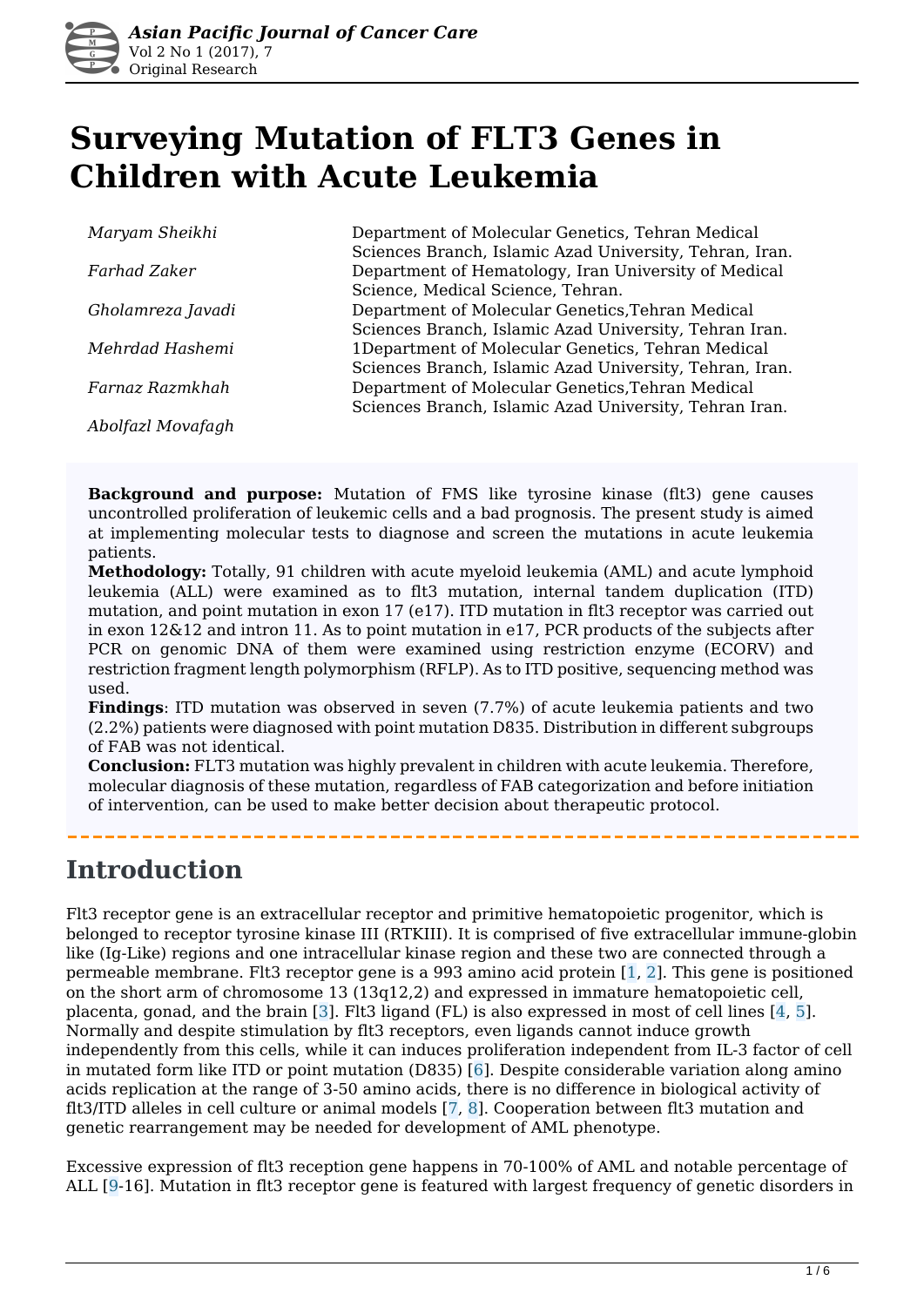# Surveying Mutation of FLT3 Genes in Children with Acute Leukemia

| | |
|---|---|
| *Maryam Sheikhi* | Department of Molecular Genetics, Tehran Medical Sciences Branch, Islamic Azad University, Tehran, Iran. |
| *Farhad Zaker* | Department of Hematology, Iran University of Medical Science, Medical Science, Tehran. |
| *Gholamreza Javadi* | Department of Molecular Genetics,Tehran Medical Sciences Branch, Islamic Azad University, Tehran Iran. |
| *Mehrdad Hashemi* | 1Department of Molecular Genetics, Tehran Medical Sciences Branch, Islamic Azad University, Tehran, Iran. |
| *Farnaz Razmkhah* | Department of Molecular Genetics,Tehran Medical Sciences Branch, Islamic Azad University, Tehran Iran. |
| *Abolfazl Movafagh* | |

**Background and purpose:** Mutation of FMS like tyrosine kinase (flt3) gene causes uncontrolled proliferation of leukemic cells and a bad prognosis. The present study is aimed at implementing molecular tests to diagnose and screen the mutations in acute leukemia patients.

**Methodology:** Totally, 91 children with acute myeloid leukemia (AML) and acute lymphoid leukemia (ALL) were examined as to flt3 mutation, internal tandem duplication (ITD) mutation, and point mutation in exon 17 (e17). ITD mutation in flt3 receptor was carried out in exon 12&12 and intron 11. As to point mutation in e17, PCR products of the subjects after PCR on genomic DNA of them were examined using restriction enzyme (ECORV) and restriction fragment length polymorphism (RFLP). As to ITD positive, sequencing method was used.

**Findings**: ITD mutation was observed in seven (7.7%) of acute leukemia patients and two (2.2%) patients were diagnosed with point mutation D835. Distribution in different subgroups of FAB was not identical.

**Conclusion:** FLT3 mutation was highly prevalent in children with acute leukemia. Therefore, molecular diagnosis of these mutation, regardless of FAB categorization and before initiation of intervention, can be used to make better decision about therapeutic protocol.

## Introduction

Flt3 receptor gene is an extracellular receptor and primitive hematopoietic progenitor, which is belonged to receptor tyrosine kinase III (RTKIII). It is comprised of five extracellular immune-globin like (Ig-Like) regions and one intracellular kinase region and these two are connected through a permeable membrane. Flt3 receptor gene is a 993 amino acid protein [1, 2]. This gene is positioned on the short arm of chromosome 13 (13q12,2) and expressed in immature hematopoietic cell, placenta, gonad, and the brain [3]. Flt3 ligand (FL) is also expressed in most of cell lines [4, 5]. Normally and despite stimulation by flt3 receptors, even ligands cannot induce growth independently from this cells, while it can induces proliferation independent from IL-3 factor of cell in mutated form like ITD or point mutation (D835) [6]. Despite considerable variation along amino acids replication at the range of 3-50 amino acids, there is no difference in biological activity of flt3/ITD alleles in cell culture or animal models [7, 8]. Cooperation between flt3 mutation and genetic rearrangement may be needed for development of AML phenotype.

Excessive expression of flt3 reception gene happens in 70-100% of AML and notable percentage of ALL [9-16]. Mutation in flt3 receptor gene is featured with largest frequency of genetic disorders in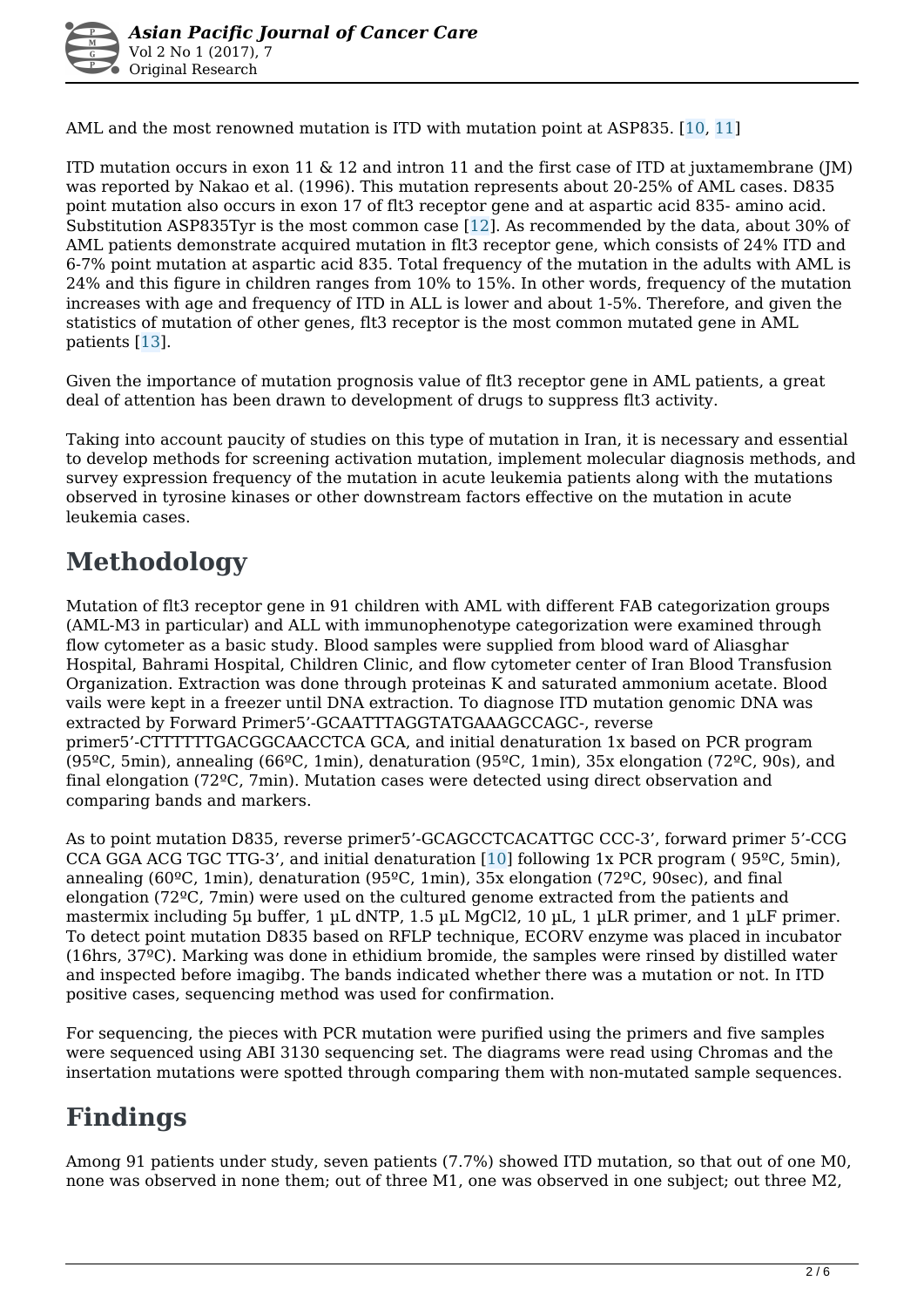AML and the most renowned mutation is ITD with mutation point at ASP835. [10, 11]

ITD mutation occurs in exon 11 & 12 and intron 11 and the first case of ITD at juxtamembrane (JM) was reported by Nakao et al. (1996). This mutation represents about 20-25% of AML cases. D835 point mutation also occurs in exon 17 of flt3 receptor gene and at aspartic acid 835- amino acid. Substitution ASP835Tyr is the most common case [12]. As recommended by the data, about 30% of AML patients demonstrate acquired mutation in flt3 receptor gene, which consists of 24% ITD and 6-7% point mutation at aspartic acid 835. Total frequency of the mutation in the adults with AML is 24% and this figure in children ranges from 10% to 15%. In other words, frequency of the mutation increases with age and frequency of ITD in ALL is lower and about 1-5%. Therefore, and given the statistics of mutation of other genes, flt3 receptor is the most common mutated gene in AML patients [13].

Given the importance of mutation prognosis value of flt3 receptor gene in AML patients, a great deal of attention has been drawn to development of drugs to suppress flt3 activity.

Taking into account paucity of studies on this type of mutation in Iran, it is necessary and essential to develop methods for screening activation mutation, implement molecular diagnosis methods, and survey expression frequency of the mutation in acute leukemia patients along with the mutations observed in tyrosine kinases or other downstream factors effective on the mutation in acute leukemia cases.

# Methodology

Mutation of flt3 receptor gene in 91 children with AML with different FAB categorization groups (AML-M3 in particular) and ALL with immunophenotype categorization were examined through flow cytometer as a basic study. Blood samples were supplied from blood ward of Aliasghar Hospital, Bahrami Hospital, Children Clinic, and flow cytometer center of Iran Blood Transfusion Organization. Extraction was done through proteinas K and saturated ammonium acetate. Blood vails were kept in a freezer until DNA extraction. To diagnose ITD mutation genomic DNA was extracted by Forward Primer5'-GCAATTTAGGTATGAAAGCCAGC-, reverse primer5'-CTTTTTTGACGGCAACCTCA GCA, and initial denaturation 1x based on PCR program (95ºC, 5min), annealing (66ºC, 1min), denaturation (95ºC, 1min), 35x elongation (72ºC, 90s), and final elongation (72ºC, 7min). Mutation cases were detected using direct observation and comparing bands and markers.

As to point mutation D835, reverse primer5'-GCAGCCTCACATTGC CCC-3', forward primer 5'-CCG CCA GGA ACG TGC TTG-3', and initial denaturation [10] following 1x PCR program ( 95ºC, 5min), annealing (60ºC, 1min), denaturation (95ºC, 1min), 35x elongation (72ºC, 90sec), and final elongation (72ºC, 7min) were used on the cultured genome extracted from the patients and mastermix including 5µ buffer, 1 µL dNTP, 1.5 µL MgCl2, 10 µL, 1 µLR primer, and 1 µLF primer. To detect point mutation D835 based on RFLP technique, ECORV enzyme was placed in incubator (16hrs, 37ºC). Marking was done in ethidium bromide, the samples were rinsed by distilled water and inspected before imagibg. The bands indicated whether there was a mutation or not. In ITD positive cases, sequencing method was used for confirmation.

For sequencing, the pieces with PCR mutation were purified using the primers and five samples were sequenced using ABI 3130 sequencing set. The diagrams were read using Chromas and the insertation mutations were spotted through comparing them with non-mutated sample sequences.

# Findings

Among 91 patients under study, seven patients (7.7%) showed ITD mutation, so that out of one M0, none was observed in none them; out of three M1, one was observed in one subject; out three M2,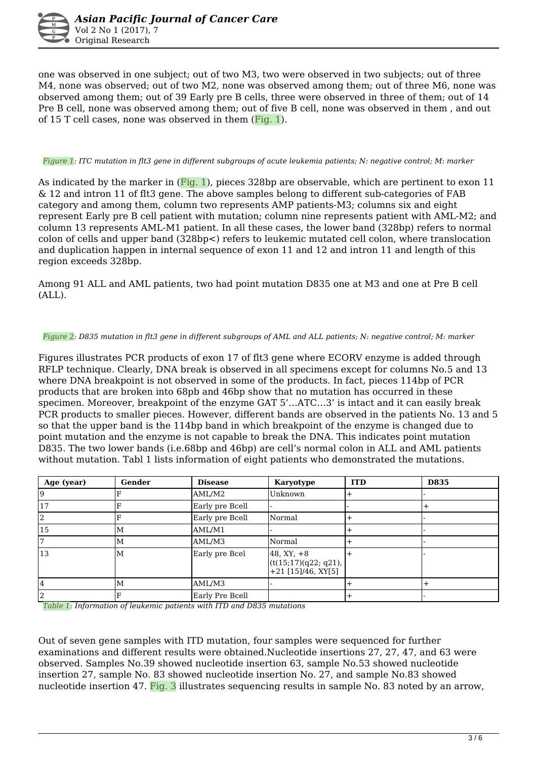one was observed in one subject; out of two M3, two were observed in two subjects; out of three M4, none was observed; out of two M2, none was observed among them; out of three M6, none was observed among them; out of 39 Early pre B cells, three were observed in three of them; out of 14 Pre B cell, none was observed among them; out of five B cell, none was observed in them , and out of 15 T cell cases, none was observed in them (Fig. 1).

*Figure 1: ITC mutation in flt3 gene in different subgroups of acute leukemia patients; N: negative control; M: marker*

As indicated by the marker in (Fig. 1), pieces 328bp are observable, which are pertinent to exon 11 & 12 and intron 11 of flt3 gene. The above samples belong to different sub-categories of FAB category and among them, column two represents AMP patients-M3; columns six and eight represent Early pre B cell patient with mutation; column nine represents patient with AML-M2; and column 13 represents AML-M1 patient. In all these cases, the lower band (328bp) refers to normal colon of cells and upper band (328bp<) refers to leukemic mutated cell colon, where translocation and duplication happen in internal sequence of exon 11 and 12 and intron 11 and length of this region exceeds 328bp.

Among 91 ALL and AML patients, two had point mutation D835 one at M3 and one at Pre B cell (ALL).

*Figure 2: D835 mutation in flt3 gene in different subgroups of AML and ALL patients; N: negative control; M: marker*

Figures illustrates PCR products of exon 17 of flt3 gene where ECORV enzyme is added through RFLP technique. Clearly, DNA break is observed in all specimens except for columns No.5 and 13 where DNA breakpoint is not observed in some of the products. In fact, pieces 114bp of PCR products that are broken into 68pb and 46bp show that no mutation has occurred in these specimen. Moreover, breakpoint of the enzyme GAT 5'…ATC…3' is intact and it can easily break PCR products to smaller pieces. However, different bands are observed in the patients No. 13 and 5 so that the upper band is the 114bp band in which breakpoint of the enzyme is changed due to point mutation and the enzyme is not capable to break the DNA. This indicates point mutation D835. The two lower bands (i.e.68bp and 46bp) are cell's normal colon in ALL and AML patients without mutation. Tabl 1 lists information of eight patients who demonstrated the mutations.

| Age (year) | Gender | Disease | Karyotype | ITD | D835 |
|---|---|---|---|---|---|
| 9 | F | AML/M2 | Unknown | + | - |
| 17 | F | Early pre Bcell | - | - | + |
| 2 | F | Early pre Bcell | Normal | + | - |
| 15 | M | AML/M1 | - | + | - |
| 7 | M | AML/M3 | Normal | + | - |
| 13 | M | Early pre Bcel | 48, XY, +8 (t(15;17)(q22; q21), +21 [15]/46, XY[5] | + | - |
| 4 | M | AML/M3 | - | + | + |
| 2 | F | Early Pre Bcell | | + | - |

*Table 1: Information of leukemic patients with ITD and D835 mutations*

Out of seven gene samples with ITD mutation, four samples were sequenced for further examinations and different results were obtained.Nucleotide insertions 27, 27, 47, and 63 were observed. Samples No.39 showed nucleotide insertion 63, sample No.53 showed nucleotide insertion 27, sample No. 83 showed nucleotide insertion No. 27, and sample No.83 showed nucleotide insertion 47. Fig. 3 illustrates sequencing results in sample No. 83 noted by an arrow,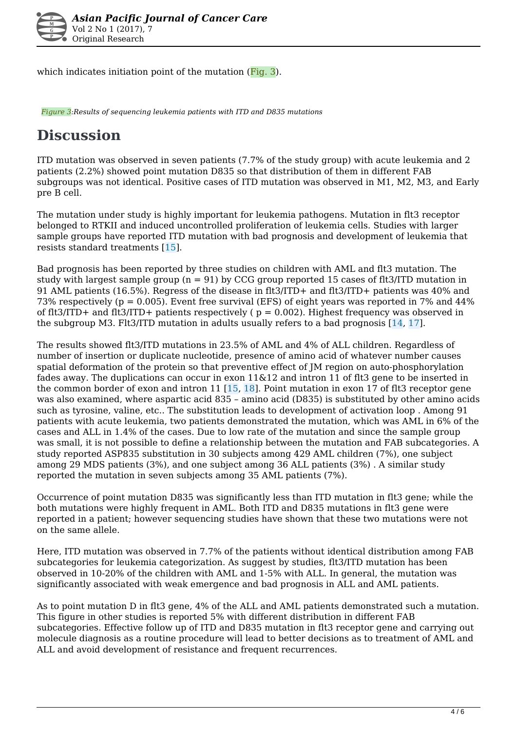which indicates initiation point of the mutation (Fig. 3).

*Figure 3:Results of sequencing leukemia patients with ITD and D835 mutations*

# Discussion

ITD mutation was observed in seven patients (7.7% of the study group) with acute leukemia and 2 patients (2.2%) showed point mutation D835 so that distribution of them in different FAB subgroups was not identical. Positive cases of ITD mutation was observed in M1, M2, M3, and Early pre B cell.

The mutation under study is highly important for leukemia pathogens. Mutation in flt3 receptor belonged to RTKII and induced uncontrolled proliferation of leukemia cells. Studies with larger sample groups have reported ITD mutation with bad prognosis and development of leukemia that resists standard treatments [15].

Bad prognosis has been reported by three studies on children with AML and flt3 mutation. The study with largest sample group ($n = 91$) by CCG group reported 15 cases of flt3/ITD mutation in 91 AML patients (16.5%). Regress of the disease in flt3/ITD+ and flt3/ITD+ patients was 40% and 73% respectively ($p = 0.005$). Event free survival (EFS) of eight years was reported in 7% and 44% of flt3/ITD+ and flt3/ITD+ patients respectively ( $p = 0.002$). Highest frequency was observed in the subgroup M3. Flt3/ITD mutation in adults usually refers to a bad prognosis [14, 17].

The results showed flt3/ITD mutations in 23.5% of AML and 4% of ALL children. Regardless of number of insertion or duplicate nucleotide, presence of amino acid of whatever number causes spatial deformation of the protein so that preventive effect of JM region on auto-phosphorylation fades away. The duplications can occur in exon 11&12 and intron 11 of flt3 gene to be inserted in the common border of exon and intron 11 [15, 18]. Point mutation in exon 17 of flt3 receptor gene was also examined, where aspartic acid 835 – amino acid (D835) is substituted by other amino acids such as tyrosine, valine, etc.. The substitution leads to development of activation loop . Among 91 patients with acute leukemia, two patients demonstrated the mutation, which was AML in 6% of the cases and ALL in 1.4% of the cases. Due to low rate of the mutation and since the sample group was small, it is not possible to define a relationship between the mutation and FAB subcategories. A study reported ASP835 substitution in 30 subjects among 429 AML children (7%), one subject among 29 MDS patients (3%), and one subject among 36 ALL patients (3%) . A similar study reported the mutation in seven subjects among 35 AML patients (7%).

Occurrence of point mutation D835 was significantly less than ITD mutation in flt3 gene; while the both mutations were highly frequent in AML. Both ITD and D835 mutations in flt3 gene were reported in a patient; however sequencing studies have shown that these two mutations were not on the same allele.

Here, ITD mutation was observed in 7.7% of the patients without identical distribution among FAB subcategories for leukemia categorization. As suggest by studies, flt3/ITD mutation has been observed in 10-20% of the children with AML and 1-5% with ALL. In general, the mutation was significantly associated with weak emergence and bad prognosis in ALL and AML patients.

As to point mutation D in flt3 gene, 4% of the ALL and AML patients demonstrated such a mutation. This figure in other studies is reported 5% with different distribution in different FAB subcategories. Effective follow up of ITD and D835 mutation in flt3 receptor gene and carrying out molecule diagnosis as a routine procedure will lead to better decisions as to treatment of AML and ALL and avoid development of resistance and frequent recurrences.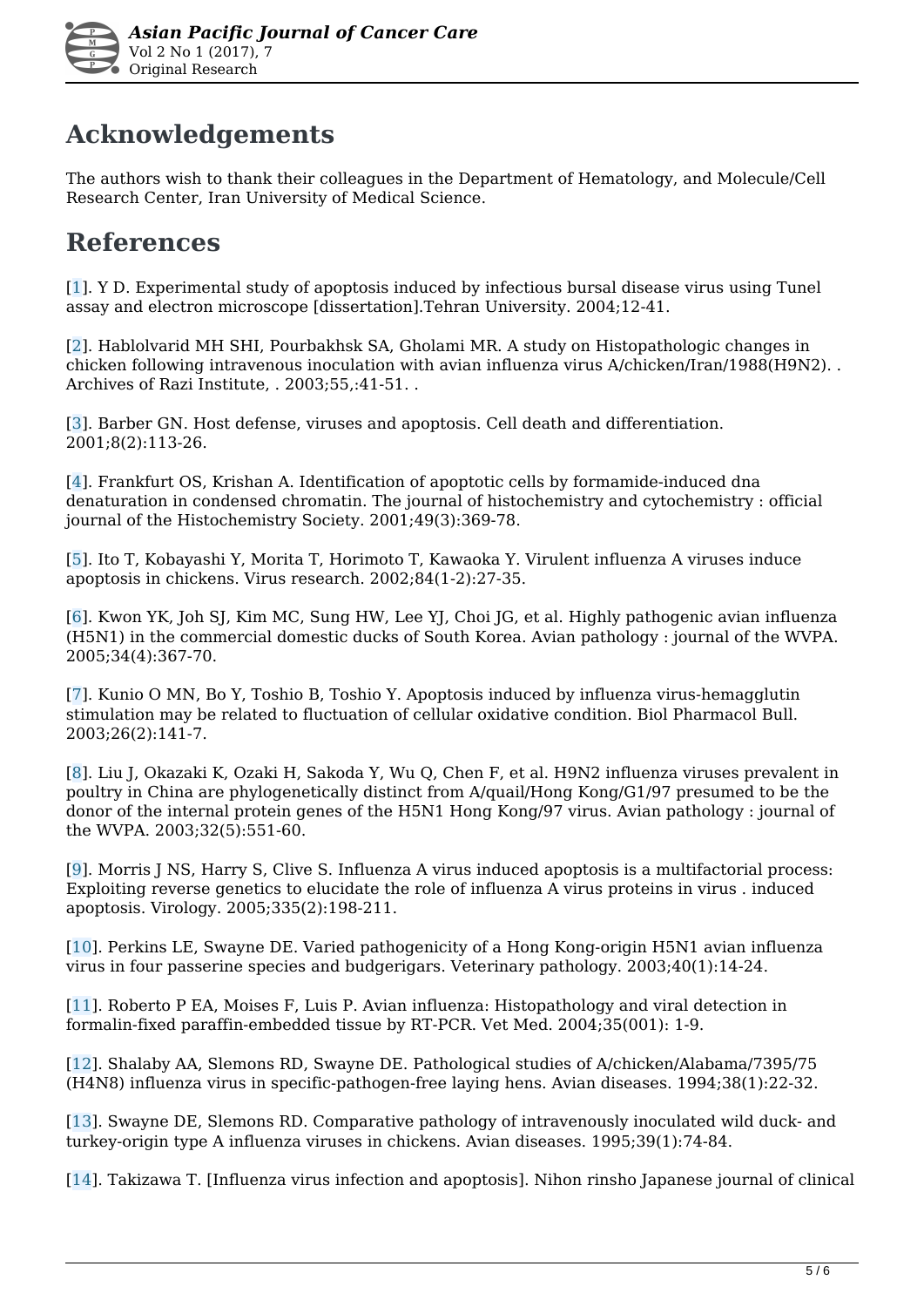## Acknowledgements

The authors wish to thank their colleagues in the Department of Hematology, and Molecule/Cell Research Center, Iran University of Medical Science.

## References

[1]. Y D. Experimental study of apoptosis induced by infectious bursal disease virus using Tunel assay and electron microscope [dissertation].Tehran University. 2004;12-41.

[2]. Hablolvarid MH SHI, Pourbakhsk SA, Gholami MR. A study on Histopathologic changes in chicken following intravenous inoculation with avian influenza virus A/chicken/Iran/1988(H9N2). . Archives of Razi Institute, . 2003;55,:41-51. .

[3]. Barber GN. Host defense, viruses and apoptosis. Cell death and differentiation. 2001;8(2):113-26.

[4]. Frankfurt OS, Krishan A. Identification of apoptotic cells by formamide-induced dna denaturation in condensed chromatin. The journal of histochemistry and cytochemistry : official journal of the Histochemistry Society. 2001;49(3):369-78.

[5]. Ito T, Kobayashi Y, Morita T, Horimoto T, Kawaoka Y. Virulent influenza A viruses induce apoptosis in chickens. Virus research. 2002;84(1-2):27-35.

[6]. Kwon YK, Joh SJ, Kim MC, Sung HW, Lee YJ, Choi JG, et al. Highly pathogenic avian influenza (H5N1) in the commercial domestic ducks of South Korea. Avian pathology : journal of the WVPA. 2005;34(4):367-70.

[7]. Kunio O MN, Bo Y, Toshio B, Toshio Y. Apoptosis induced by influenza virus-hemagglutin stimulation may be related to fluctuation of cellular oxidative condition. Biol Pharmacol Bull. 2003;26(2):141-7.

[8]. Liu J, Okazaki K, Ozaki H, Sakoda Y, Wu Q, Chen F, et al. H9N2 influenza viruses prevalent in poultry in China are phylogenetically distinct from A/quail/Hong Kong/G1/97 presumed to be the donor of the internal protein genes of the H5N1 Hong Kong/97 virus. Avian pathology : journal of the WVPA. 2003;32(5):551-60.

[9]. Morris J NS, Harry S, Clive S. Influenza A virus induced apoptosis is a multifactorial process: Exploiting reverse genetics to elucidate the role of influenza A virus proteins in virus . induced apoptosis. Virology. 2005;335(2):198-211.

[10]. Perkins LE, Swayne DE. Varied pathogenicity of a Hong Kong-origin H5N1 avian influenza virus in four passerine species and budgerigars. Veterinary pathology. 2003;40(1):14-24.

[11]. Roberto P EA, Moises F, Luis P. Avian influenza: Histopathology and viral detection in formalin-fixed paraffin-embedded tissue by RT-PCR. Vet Med. 2004;35(001): 1-9.

[12]. Shalaby AA, Slemons RD, Swayne DE. Pathological studies of A/chicken/Alabama/7395/75 (H4N8) influenza virus in specific-pathogen-free laying hens. Avian diseases. 1994;38(1):22-32.

[13]. Swayne DE, Slemons RD. Comparative pathology of intravenously inoculated wild duck- and turkey-origin type A influenza viruses in chickens. Avian diseases. 1995;39(1):74-84.

[14]. Takizawa T. [Influenza virus infection and apoptosis]. Nihon rinsho Japanese journal of clinical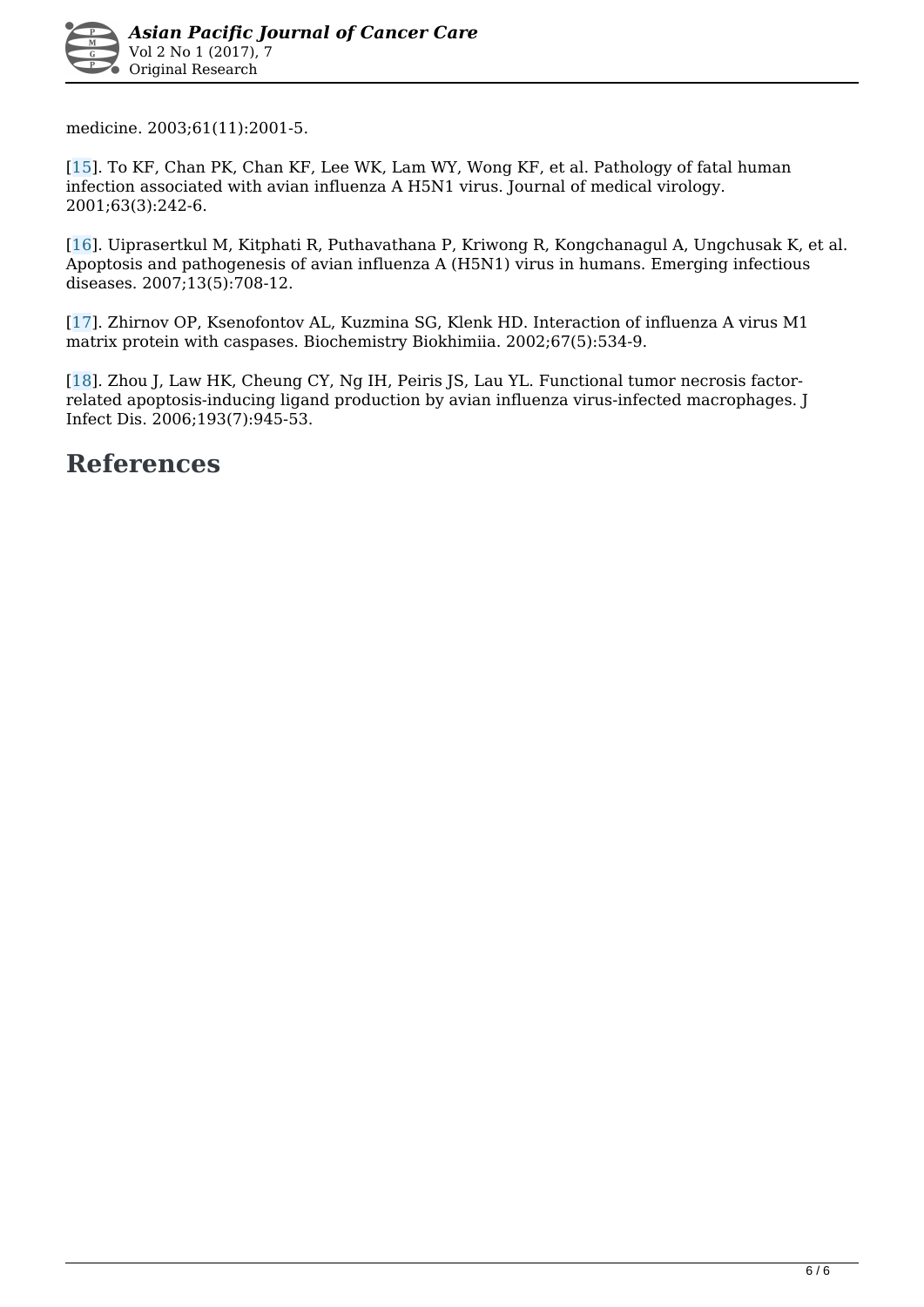medicine. 2003;61(11):2001-5.

[15]. To KF, Chan PK, Chan KF, Lee WK, Lam WY, Wong KF, et al. Pathology of fatal human infection associated with avian influenza A H5N1 virus. Journal of medical virology. 2001;63(3):242-6.

[16]. Uiprasertkul M, Kitphati R, Puthavathana P, Kriwong R, Kongchanagul A, Ungchusak K, et al. Apoptosis and pathogenesis of avian influenza A (H5N1) virus in humans. Emerging infectious diseases. 2007;13(5):708-12.

[17]. Zhirnov OP, Ksenofontov AL, Kuzmina SG, Klenk HD. Interaction of influenza A virus M1 matrix protein with caspases. Biochemistry Biokhimiia. 2002;67(5):534-9.

[18]. Zhou J, Law HK, Cheung CY, Ng IH, Peiris JS, Lau YL. Functional tumor necrosis factor-related apoptosis-inducing ligand production by avian influenza virus-infected macrophages. J Infect Dis. 2006;193(7):945-53.

## References